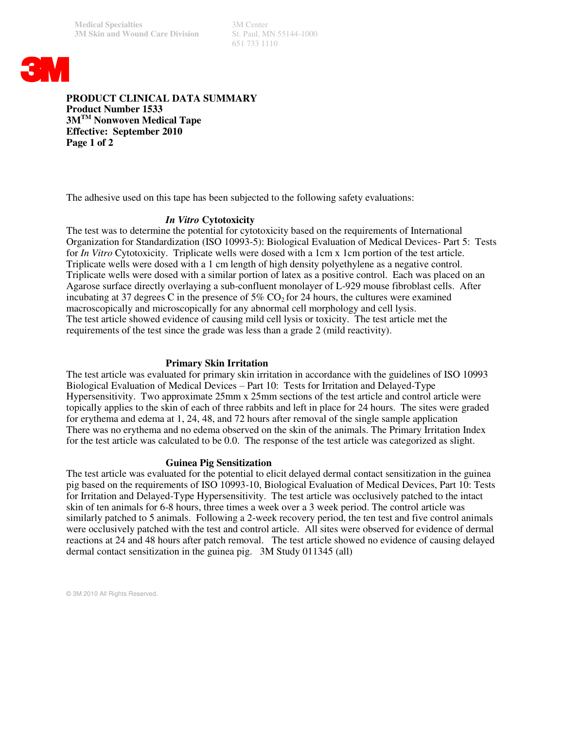Medical Specialties
3M Skin and Wound Care Division

3M Center
St. Paul, MN 55144-1000
651 733 1110

**PRODUCT CLINICAL DATA SUMMARY**
**Product Number 1533**
**3M™ Nonwoven Medical Tape**
**Effective: September 2010**
**Page 1 of 2**

The adhesive used on this tape has been subjected to the following safety evaluations:

## *In Vitro* Cytotoxicity

The test was to determine the potential for cytotoxicity based on the requirements of International Organization for Standardization (ISO 10993-5): Biological Evaluation of Medical Devices- Part 5: Tests for *In Vitro* Cytotoxicity. Triplicate wells were dosed with a 1cm x 1cm portion of the test article. Triplicate wells were dosed with a 1 cm length of high density polyethylene as a negative control. Triplicate wells were dosed with a similar portion of latex as a positive control. Each was placed on an Agarose surface directly overlaying a sub-confluent monolayer of L-929 mouse fibroblast cells. After incubating at 37 degrees C in the presence of 5% $CO_2$ for 24 hours, the cultures were examined macroscopically and microscopically for any abnormal cell morphology and cell lysis.
The test article showed evidence of causing mild cell lysis or toxicity. The test article met the requirements of the test since the grade was less than a grade 2 (mild reactivity).

## Primary Skin Irritation

The test article was evaluated for primary skin irritation in accordance with the guidelines of ISO 10993 Biological Evaluation of Medical Devices – Part 10: Tests for Irritation and Delayed-Type Hypersensitivity. Two approximate 25mm x 25mm sections of the test article and control article were topically applies to the skin of each of three rabbits and left in place for 24 hours. The sites were graded for erythema and edema at 1, 24, 48, and 72 hours after removal of the single sample application There was no erythema and no edema observed on the skin of the animals. The Primary Irritation Index for the test article was calculated to be 0.0. The response of the test article was categorized as slight.

## Guinea Pig Sensitization

The test article was evaluated for the potential to elicit delayed dermal contact sensitization in the guinea pig based on the requirements of ISO 10993-10, Biological Evaluation of Medical Devices, Part 10: Tests for Irritation and Delayed-Type Hypersensitivity. The test article was occlusively patched to the intact skin of ten animals for 6-8 hours, three times a week over a 3 week period. The control article was similarly patched to 5 animals. Following a 2-week recovery period, the ten test and five control animals were occlusively patched with the test and control article. All sites were observed for evidence of dermal reactions at 24 and 48 hours after patch removal. The test article showed no evidence of causing delayed dermal contact sensitization in the guinea pig. 3M Study 011345 (all)

© 3M 2010 All Rights Reserved.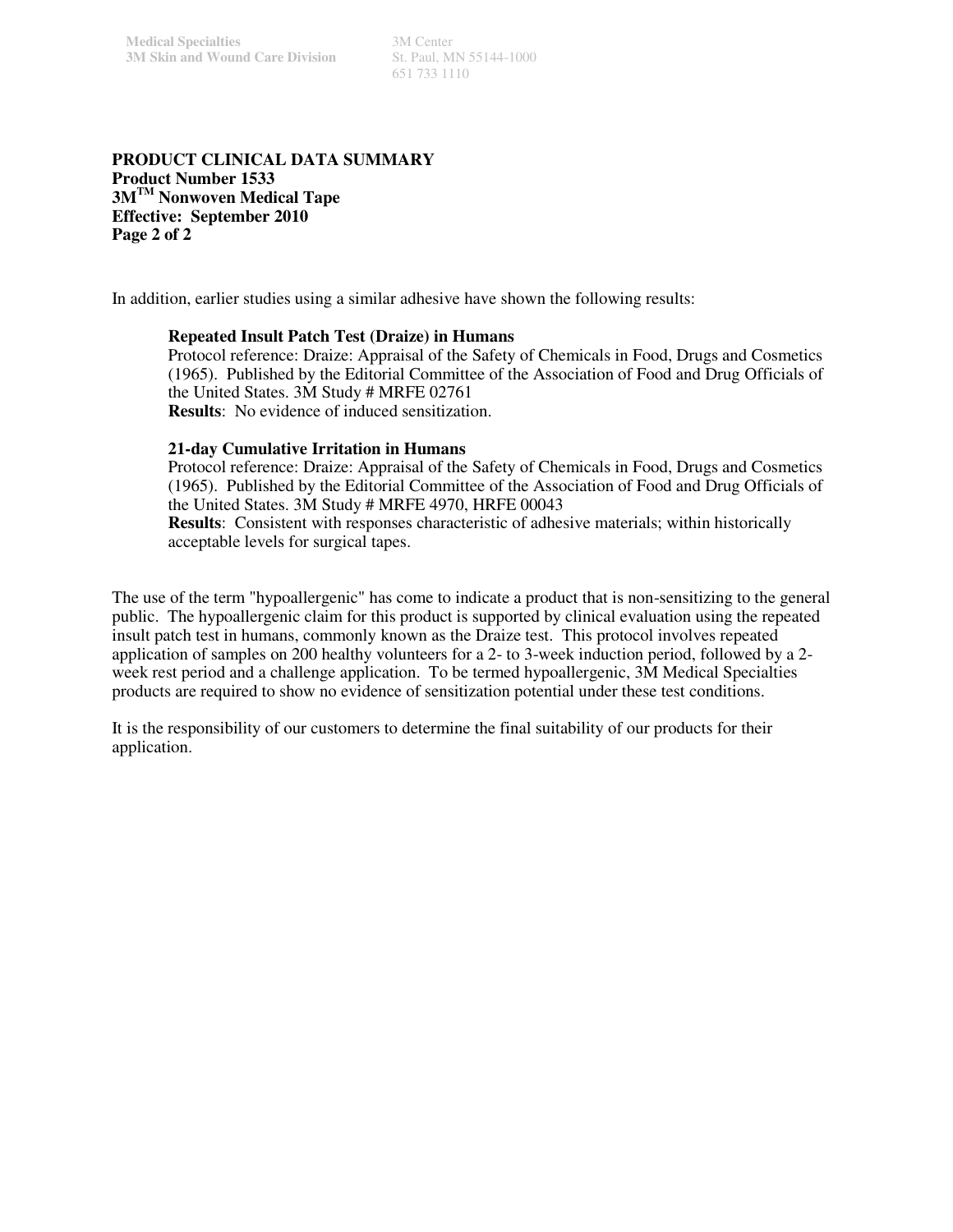**PRODUCT CLINICAL DATA SUMMARY**
**Product Number 1533**
**3M™ Nonwoven Medical Tape**
**Effective: September 2010**

In addition, earlier studies using a similar adhesive have shown the following results:

**Repeated Insult Patch Test (Draize) in Humans**
Protocol reference: Draize: Appraisal of the Safety of Chemicals in Food, Drugs and Cosmetics (1965). Published by the Editorial Committee of the Association of Food and Drug Officials of the United States. 3M Study # MRFE 02761
**Results**: No evidence of induced sensitization.

**21-day Cumulative Irritation in Humans**
Protocol reference: Draize: Appraisal of the Safety of Chemicals in Food, Drugs and Cosmetics (1965). Published by the Editorial Committee of the Association of Food and Drug Officials of the United States. 3M Study # MRFE 4970, HRFE 00043
**Results**: Consistent with responses characteristic of adhesive materials; within historically acceptable levels for surgical tapes.

The use of the term "hypoallergenic" has come to indicate a product that is non-sensitizing to the general public. The hypoallergenic claim for this product is supported by clinical evaluation using the repeated insult patch test in humans, commonly known as the Draize test. This protocol involves repeated application of samples on 200 healthy volunteers for a 2- to 3-week induction period, followed by a 2-week rest period and a challenge application. To be termed hypoallergenic, 3M Medical Specialties products are required to show no evidence of sensitization potential under these test conditions.

It is the responsibility of our customers to determine the final suitability of our products for their application.